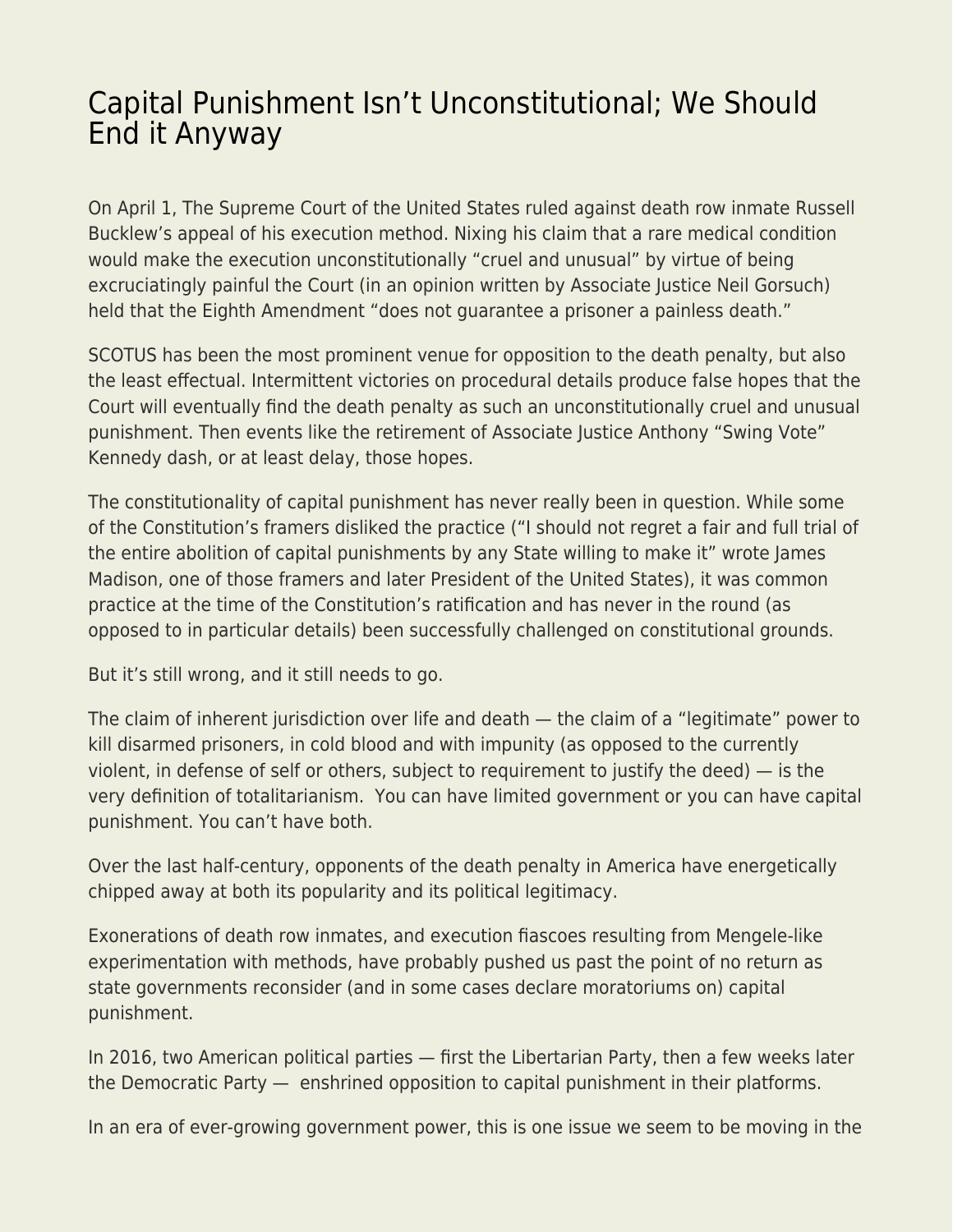# Capital Punishment Isn't Unconstitutional; We Should End it Anyway

On April 1, The Supreme Court of the United States ruled against death row inmate Russell Bucklew's appeal of his execution method. Nixing his claim that a rare medical condition would make the execution unconstitutionally "cruel and unusual" by virtue of being excruciatingly painful the Court (in an opinion written by Associate Justice Neil Gorsuch) held that the Eighth Amendment "does not guarantee a prisoner a painless death."

SCOTUS has been the most prominent venue for opposition to the death penalty, but also the least effectual. Intermittent victories on procedural details produce false hopes that the Court will eventually find the death penalty as such an unconstitutionally cruel and unusual punishment. Then events like the retirement of Associate Justice Anthony "Swing Vote" Kennedy dash, or at least delay, those hopes.

The constitutionality of capital punishment has never really been in question. While some of the Constitution's framers disliked the practice ("I should not regret a fair and full trial of the entire abolition of capital punishments by any State willing to make it" wrote James Madison, one of those framers and later President of the United States), it was common practice at the time of the Constitution's ratification and has never in the round (as opposed to in particular details) been successfully challenged on constitutional grounds.

But it's still wrong, and it still needs to go.

The claim of inherent jurisdiction over life and death — the claim of a "legitimate" power to kill disarmed prisoners, in cold blood and with impunity (as opposed to the currently violent, in defense of self or others, subject to requirement to justify the deed) — is the very definition of totalitarianism. You can have limited government or you can have capital punishment. You can't have both.

Over the last half-century, opponents of the death penalty in America have energetically chipped away at both its popularity and its political legitimacy.

Exonerations of death row inmates, and execution fiascoes resulting from Mengele-like experimentation with methods, have probably pushed us past the point of no return as state governments reconsider (and in some cases declare moratoriums on) capital punishment.

In 2016, two American political parties — first the Libertarian Party, then a few weeks later the Democratic Party — enshrined opposition to capital punishment in their platforms.

In an era of ever-growing government power, this is one issue we seem to be moving in the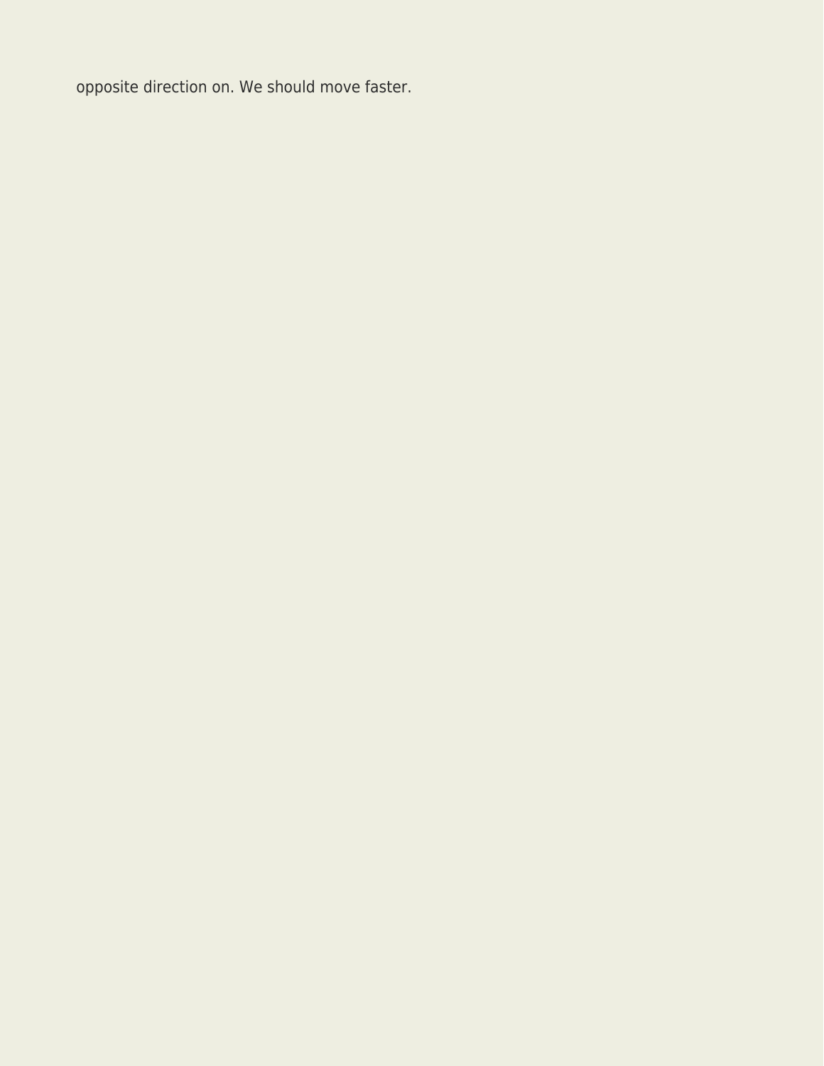opposite direction on. We should move faster.